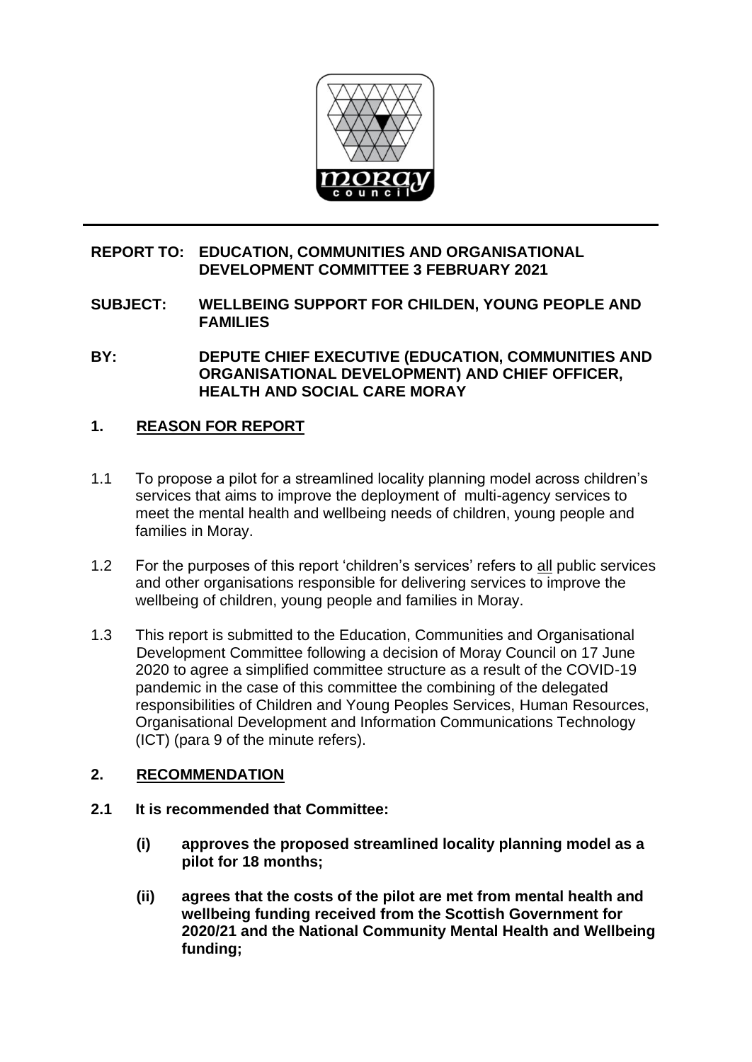**REPORT TO: EDUCATION, COMMUNITIES AND ORGANISATIONAL DEVELOPMENT COMMITTEE 3 FEBRUARY 2021**

**SUBJECT: WELLBEING SUPPORT FOR CHILDEN, YOUNG PEOPLE AND FAMILIES**

**BY: DEPUTE CHIEF EXECUTIVE (EDUCATION, COMMUNITIES AND ORGANISATIONAL DEVELOPMENT) AND CHIEF OFFICER, HEALTH AND SOCIAL CARE MORAY**

## 1. REASON FOR REPORT

1.1 To propose a pilot for a streamlined locality planning model across children's services that aims to improve the deployment of multi-agency services to meet the mental health and wellbeing needs of children, young people and families in Moray.

1.2 For the purposes of this report 'children's services' refers to all public services and other organisations responsible for delivering services to improve the wellbeing of children, young people and families in Moray.

1.3 This report is submitted to the Education, Communities and Organisational Development Committee following a decision of Moray Council on 17 June 2020 to agree a simplified committee structure as a result of the COVID-19 pandemic in the case of this committee the combining of the delegated responsibilities of Children and Young Peoples Services, Human Resources, Organisational Development and Information Communications Technology (ICT) (para 9 of the minute refers).

## 2. RECOMMENDATION

**2.1 It is recommended that Committee:**

**(i) approves the proposed streamlined locality planning model as a pilot for 18 months;**

**(ii) agrees that the costs of the pilot are met from mental health and wellbeing funding received from the Scottish Government for 2020/21 and the National Community Mental Health and Wellbeing funding;**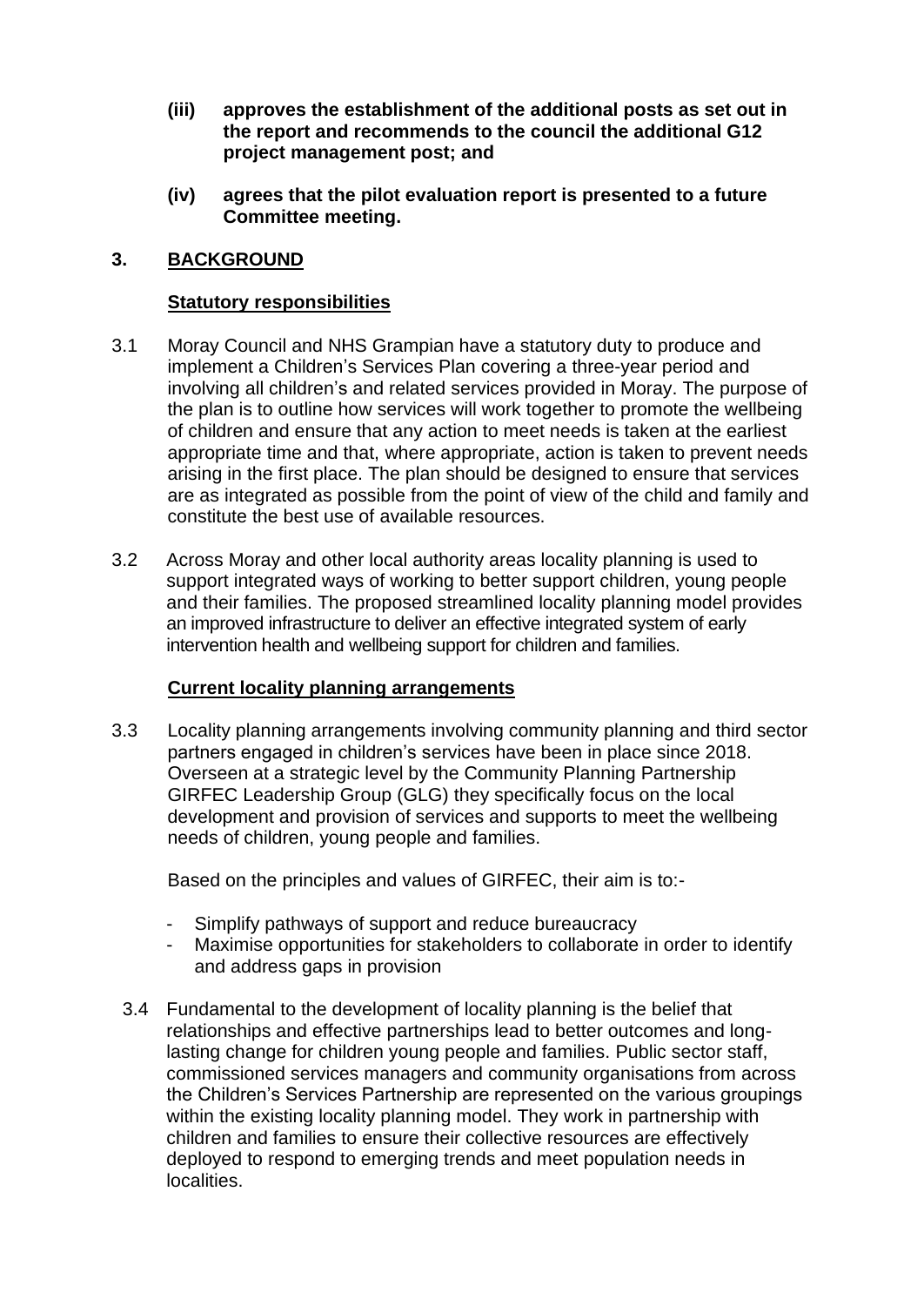**(iii) approves the establishment of the additional posts as set out in the report and recommends to the council the additional G12 project management post; and**

**(iv) agrees that the pilot evaluation report is presented to a future Committee meeting.**

## 3. BACKGROUND

**Statutory responsibilities**

3.1 Moray Council and NHS Grampian have a statutory duty to produce and implement a Children's Services Plan covering a three-year period and involving all children's and related services provided in Moray. The purpose of the plan is to outline how services will work together to promote the wellbeing of children and ensure that any action to meet needs is taken at the earliest appropriate time and that, where appropriate, action is taken to prevent needs arising in the first place. The plan should be designed to ensure that services are as integrated as possible from the point of view of the child and family and constitute the best use of available resources.

3.2 Across Moray and other local authority areas locality planning is used to support integrated ways of working to better support children, young people and their families. The proposed streamlined locality planning model provides an improved infrastructure to deliver an effective integrated system of early intervention health and wellbeing support for children and families.

**Current locality planning arrangements**

3.3 Locality planning arrangements involving community planning and third sector partners engaged in children's services have been in place since 2018. Overseen at a strategic level by the Community Planning Partnership GIRFEC Leadership Group (GLG) they specifically focus on the local development and provision of services and supports to meet the wellbeing needs of children, young people and families.

Based on the principles and values of GIRFEC, their aim is to:-

- Simplify pathways of support and reduce bureaucracy
- Maximise opportunities for stakeholders to collaborate in order to identify and address gaps in provision

3.4 Fundamental to the development of locality planning is the belief that relationships and effective partnerships lead to better outcomes and long-lasting change for children young people and families. Public sector staff, commissioned services managers and community organisations from across the Children's Services Partnership are represented on the various groupings within the existing locality planning model. They work in partnership with children and families to ensure their collective resources are effectively deployed to respond to emerging trends and meet population needs in localities.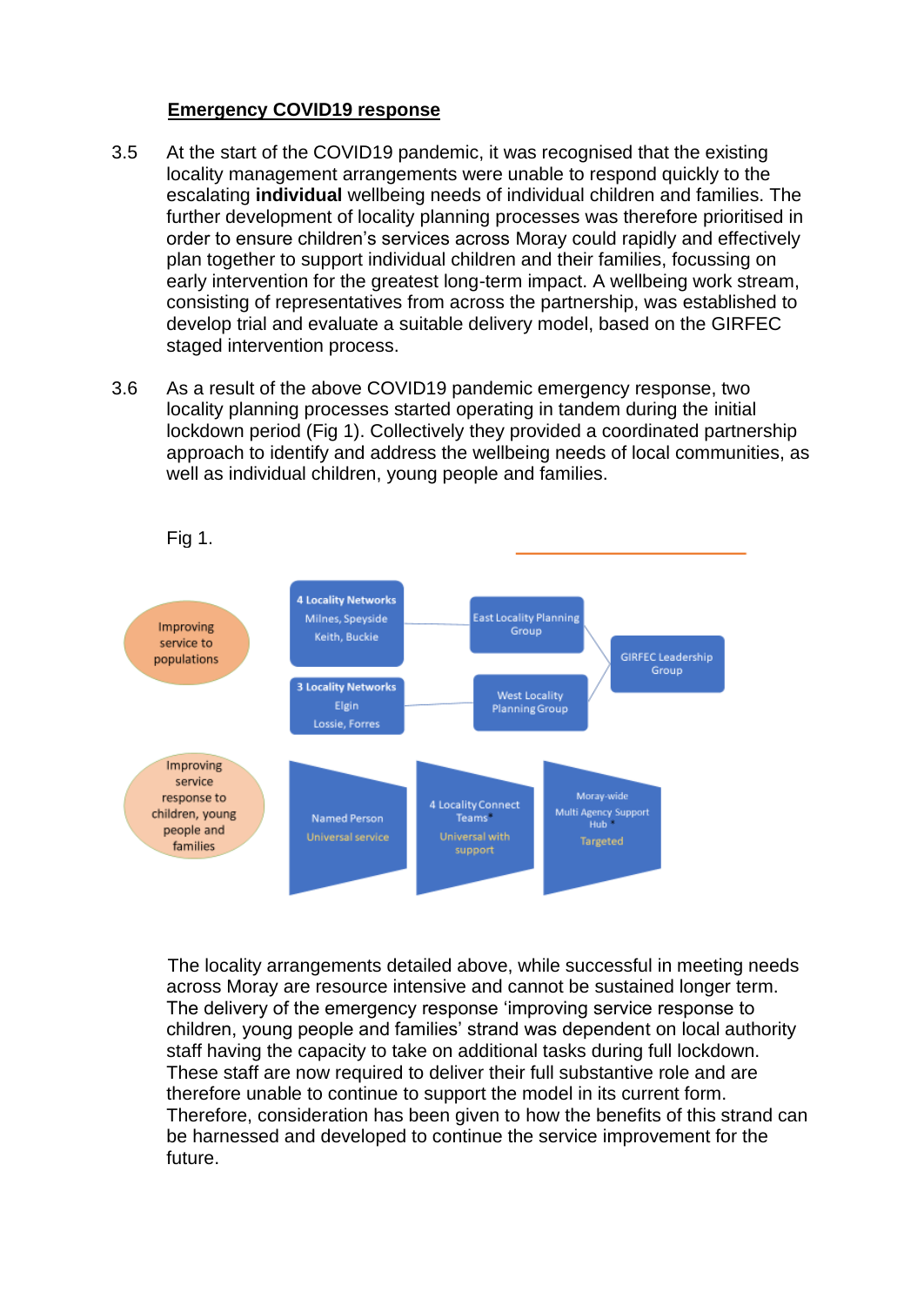**Emergency COVID19 response**

3.5 At the start of the COVID19 pandemic, it was recognised that the existing locality management arrangements were unable to respond quickly to the escalating **individual** wellbeing needs of individual children and families. The further development of locality planning processes was therefore prioritised in order to ensure children's services across Moray could rapidly and effectively plan together to support individual children and their families, focussing on early intervention for the greatest long-term impact. A wellbeing work stream, consisting of representatives from across the partnership, was established to develop trial and evaluate a suitable delivery model, based on the GIRFEC staged intervention process.

3.6 As a result of the above COVID19 pandemic emergency response, two locality planning processes started operating in tandem during the initial lockdown period (Fig 1). Collectively they provided a coordinated partnership approach to identify and address the wellbeing needs of local communities, as well as individual children, young people and families.

Fig 1.

Improving service to populations

4 Locality Networks
Milnes, Speyside
Keith, Buckie

3 Locality Networks
Elgin
Lossie, Forres

East Locality Planning Group

West Locality Planning Group

GIRFEC Leadership Group

Improving service response to children, young people and families

Named Person
Universal service

4 Locality Connect Teams*
Universal with support

Moray-wide Multi Agency Support Hub*
Targeted

The locality arrangements detailed above, while successful in meeting needs across Moray are resource intensive and cannot be sustained longer term. The delivery of the emergency response 'improving service response to children, young people and families' strand was dependent on local authority staff having the capacity to take on additional tasks during full lockdown. These staff are now required to deliver their full substantive role and are therefore unable to continue to support the model in its current form. Therefore, consideration has been given to how the benefits of this strand can be harnessed and developed to continue the service improvement for the future.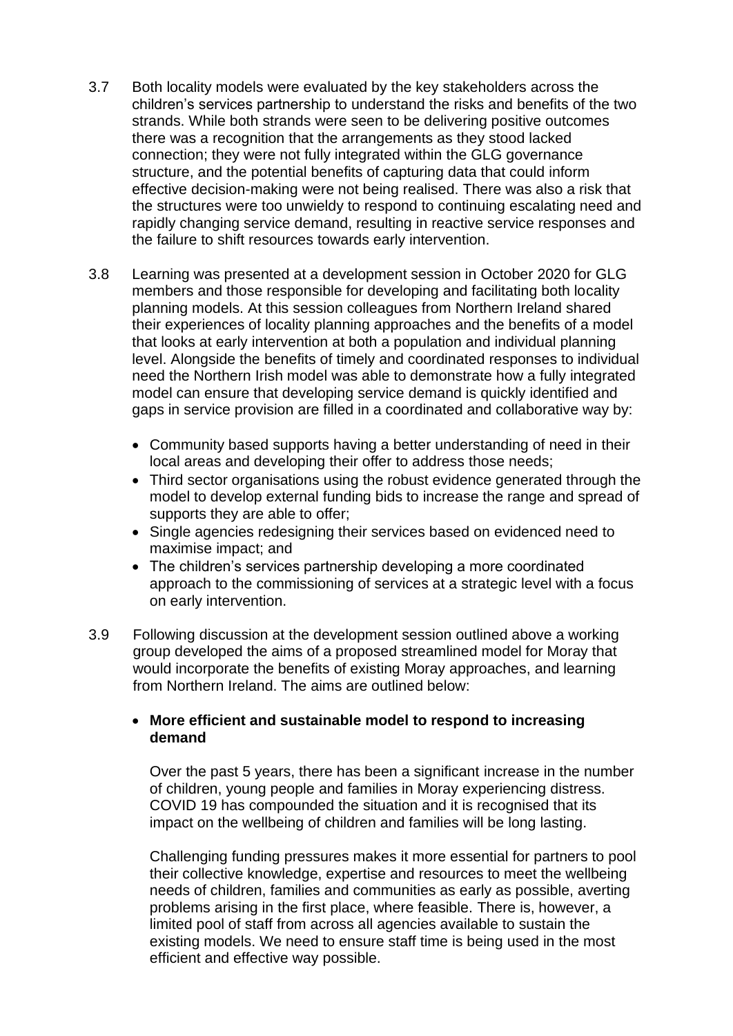3.7 Both locality models were evaluated by the key stakeholders across the children's services partnership to understand the risks and benefits of the two strands. While both strands were seen to be delivering positive outcomes there was a recognition that the arrangements as they stood lacked connection; they were not fully integrated within the GLG governance structure, and the potential benefits of capturing data that could inform effective decision-making were not being realised. There was also a risk that the structures were too unwieldy to respond to continuing escalating need and rapidly changing service demand, resulting in reactive service responses and the failure to shift resources towards early intervention.

3.8 Learning was presented at a development session in October 2020 for GLG members and those responsible for developing and facilitating both locality planning models. At this session colleagues from Northern Ireland shared their experiences of locality planning approaches and the benefits of a model that looks at early intervention at both a population and individual planning level. Alongside the benefits of timely and coordinated responses to individual need the Northern Irish model was able to demonstrate how a fully integrated model can ensure that developing service demand is quickly identified and gaps in service provision are filled in a coordinated and collaborative way by:

- Community based supports having a better understanding of need in their local areas and developing their offer to address those needs;
- Third sector organisations using the robust evidence generated through the model to develop external funding bids to increase the range and spread of supports they are able to offer;
- Single agencies redesigning their services based on evidenced need to maximise impact; and
- The children's services partnership developing a more coordinated approach to the commissioning of services at a strategic level with a focus on early intervention.

3.9 Following discussion at the development session outlined above a working group developed the aims of a proposed streamlined model for Moray that would incorporate the benefits of existing Moray approaches, and learning from Northern Ireland. The aims are outlined below:

- **More efficient and sustainable model to respond to increasing demand**

  Over the past 5 years, there has been a significant increase in the number of children, young people and families in Moray experiencing distress. COVID 19 has compounded the situation and it is recognised that its impact on the wellbeing of children and families will be long lasting.

  Challenging funding pressures makes it more essential for partners to pool their collective knowledge, expertise and resources to meet the wellbeing needs of children, families and communities as early as possible, averting problems arising in the first place, where feasible. There is, however, a limited pool of staff from across all agencies available to sustain the existing models. We need to ensure staff time is being used in the most efficient and effective way possible.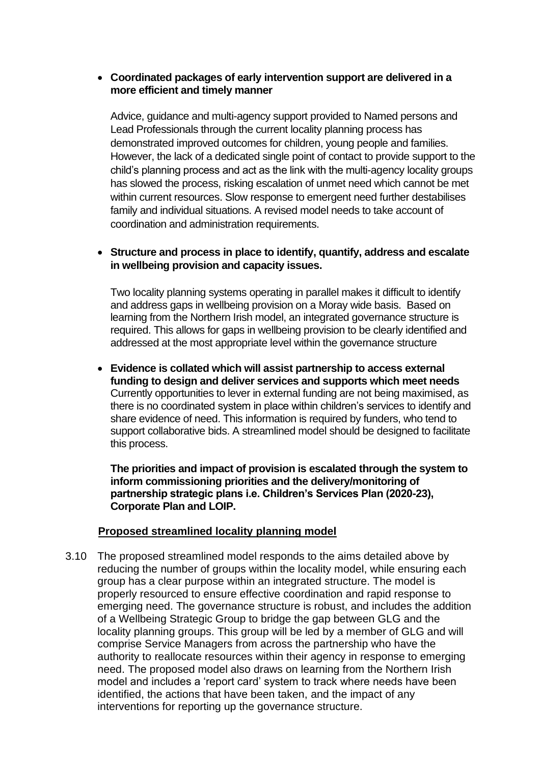- **Coordinated packages of early intervention support are delivered in a more efficient and timely manner**

  Advice, guidance and multi-agency support provided to Named persons and Lead Professionals through the current locality planning process has demonstrated improved outcomes for children, young people and families. However, the lack of a dedicated single point of contact to provide support to the child's planning process and act as the link with the multi-agency locality groups has slowed the process, risking escalation of unmet need which cannot be met within current resources. Slow response to emergent need further destabilises family and individual situations. A revised model needs to take account of coordination and administration requirements.

- **Structure and process in place to identify, quantify, address and escalate in wellbeing provision and capacity issues.**

  Two locality planning systems operating in parallel makes it difficult to identify and address gaps in wellbeing provision on a Moray wide basis. Based on learning from the Northern Irish model, an integrated governance structure is required. This allows for gaps in wellbeing provision to be clearly identified and addressed at the most appropriate level within the governance structure

- **Evidence is collated which will assist partnership to access external funding to design and deliver services and supports which meet needs**
  Currently opportunities to lever in external funding are not being maximised, as there is no coordinated system in place within children's services to identify and share evidence of need. This information is required by funders, who tend to support collaborative bids. A streamlined model should be designed to facilitate this process.

  **The priorities and impact of provision is escalated through the system to inform commissioning priorities and the delivery/monitoring of partnership strategic plans i.e. Children's Services Plan (2020-23), Corporate Plan and LOIP.**

**<u>Proposed streamlined locality planning model</u>**

3.10 The proposed streamlined model responds to the aims detailed above by reducing the number of groups within the locality model, while ensuring each group has a clear purpose within an integrated structure. The model is properly resourced to ensure effective coordination and rapid response to emerging need. The governance structure is robust, and includes the addition of a Wellbeing Strategic Group to bridge the gap between GLG and the locality planning groups. This group will be led by a member of GLG and will comprise Service Managers from across the partnership who have the authority to reallocate resources within their agency in response to emerging need. The proposed model also draws on learning from the Northern Irish model and includes a 'report card' system to track where needs have been identified, the actions that have been taken, and the impact of any interventions for reporting up the governance structure.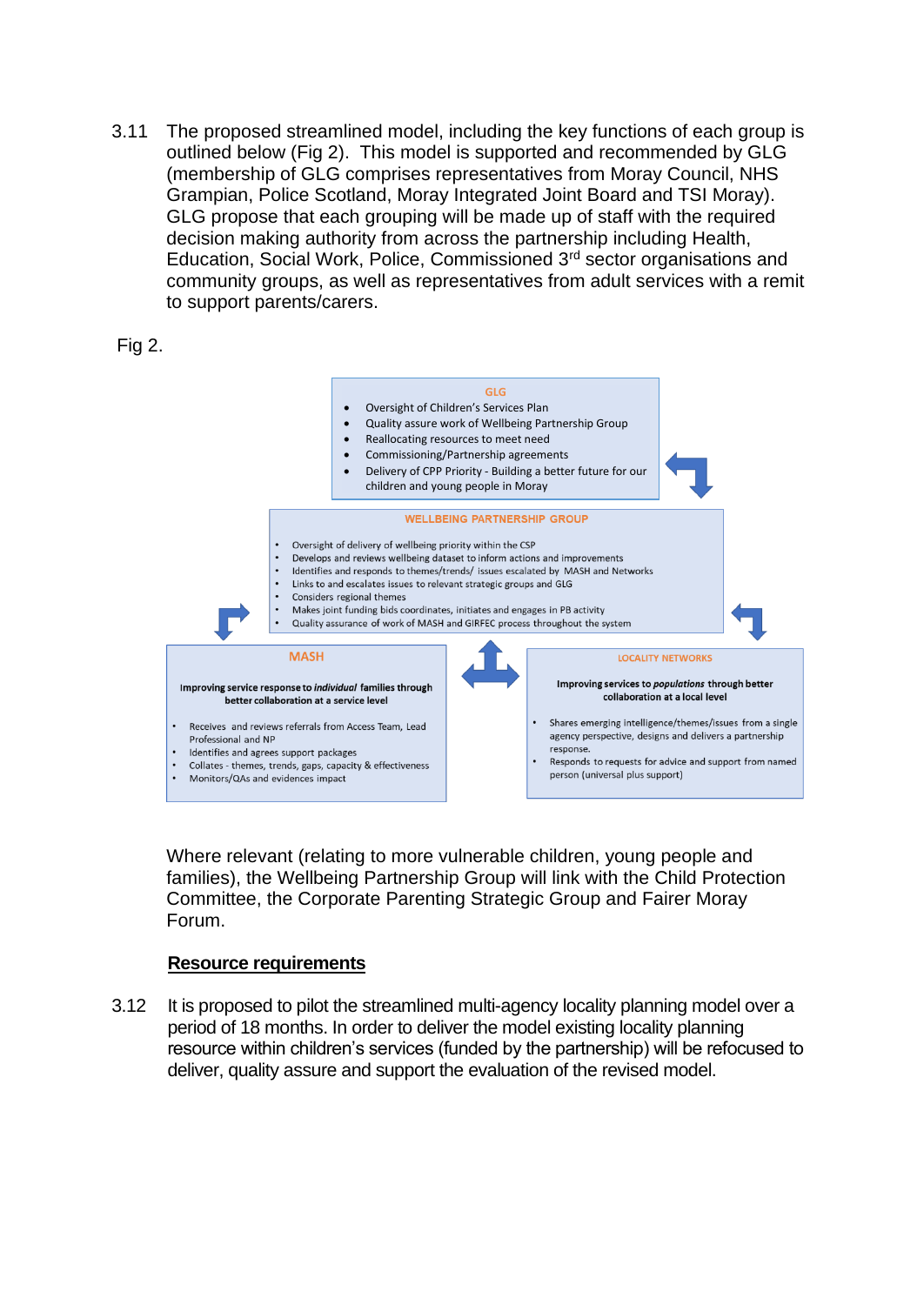3.11 The proposed streamlined model, including the key functions of each group is outlined below (Fig 2). This model is supported and recommended by GLG (membership of GLG comprises representatives from Moray Council, NHS Grampian, Police Scotland, Moray Integrated Joint Board and TSI Moray). GLG propose that each grouping will be made up of staff with the required decision making authority from across the partnership including Health, Education, Social Work, Police, Commissioned 3rd sector organisations and community groups, as well as representatives from adult services with a remit to support parents/carers.

Fig 2.

**GLG**

- Oversight of Children's Services Plan
- Quality assure work of Wellbeing Partnership Group
- Reallocating resources to meet need
- Commissioning/Partnership agreements
- Delivery of CPP Priority - Building a better future for our children and young people in Moray

**WELLBEING PARTNERSHIP GROUP**

- Oversight of delivery of wellbeing priority within the CSP
- Develops and reviews wellbeing dataset to inform actions and improvements
- Identifies and responds to themes/trends/ issues escalated by MASH and Networks
- Links to and escalates issues to relevant strategic groups and GLG
- Considers regional themes
- Makes joint funding bids coordinates, initiates and engages in PB activity
- Quality assurance of work of MASH and GIRFEC process throughout the system

**MASH**

Improving service response to *individual* families through better collaboration at a service level

- Receives and reviews referrals from Access Team, Lead Professional and NP
- Identifies and agrees support packages
- Collates - themes, trends, gaps, capacity & effectiveness
- Monitors/QAs and evidences impact

**LOCALITY NETWORKS**

Improving services to *populations* through better collaboration at a local level

- Shares emerging intelligence/themes/issues from a single agency perspective, designs and delivers a partnership response.
- Responds to requests for advice and support from named person (universal plus support)

Where relevant (relating to more vulnerable children, young people and families), the Wellbeing Partnership Group will link with the Child Protection Committee, the Corporate Parenting Strategic Group and Fairer Moray Forum.

**Resource requirements**

3.12 It is proposed to pilot the streamlined multi-agency locality planning model over a period of 18 months. In order to deliver the model existing locality planning resource within children's services (funded by the partnership) will be refocused to deliver, quality assure and support the evaluation of the revised model.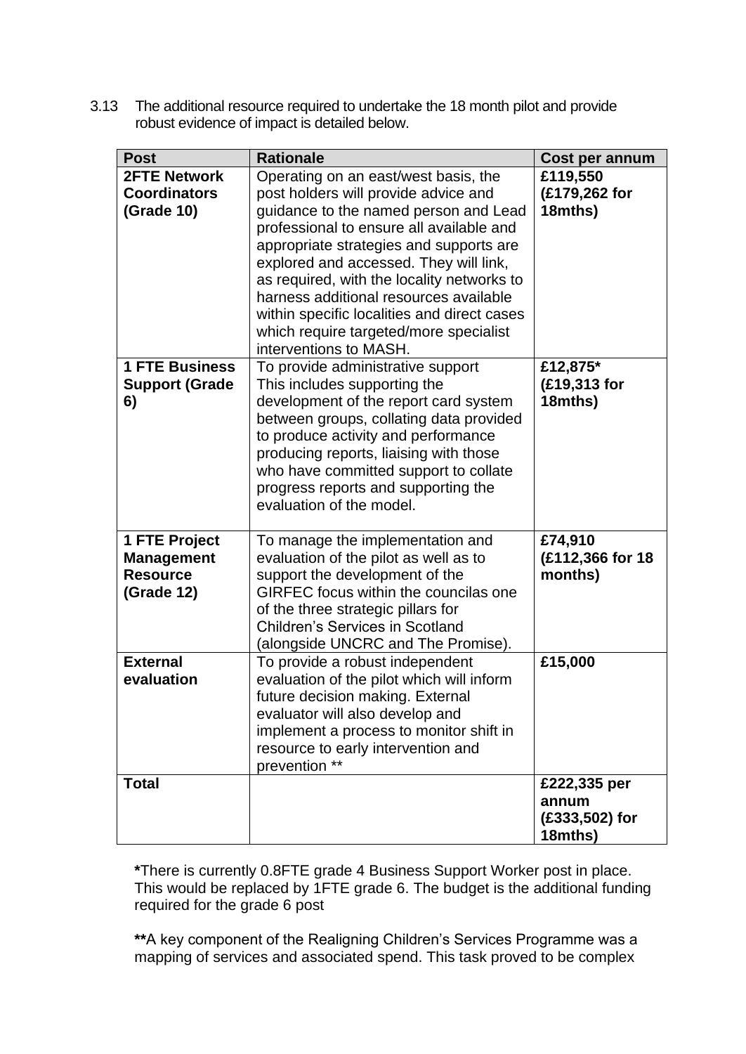3.13 The additional resource required to undertake the 18 month pilot and provide robust evidence of impact is detailed below.

| Post | Rationale | Cost per annum |
|---|---|---|
| **2FTE Network Coordinators (Grade 10)** | Operating on an east/west basis, the post holders will provide advice and guidance to the named person and Lead professional to ensure all available and appropriate strategies and supports are explored and accessed. They will link, as required, with the locality networks to harness additional resources available within specific localities and direct cases which require targeted/more specialist interventions to MASH. | **£119,550 (£179,262 for 18mths)** |
| **1 FTE Business Support (Grade 6)** | To provide administrative support This includes supporting the development of the report card system between groups, collating data provided to produce activity and performance producing reports, liaising with those who have committed support to collate progress reports and supporting the evaluation of the model. | **£12,875* (£19,313 for 18mths)** |
| **1 FTE Project Management Resource (Grade 12)** | To manage the implementation and evaluation of the pilot as well as to support the development of the GIRFEC focus within the councilas one of the three strategic pillars for Children's Services in Scotland (alongside UNCRC and The Promise). | **£74,910 (£112,366 for 18 months)** |
| **External evaluation** | To provide a robust independent evaluation of the pilot which will inform future decision making. External evaluator will also develop and implement a process to monitor shift in resource to early intervention and prevention ** | **£15,000** |
| **Total** | | **£222,335 per annum (£333,502) for 18mths)** |

**\***There is currently 0.8FTE grade 4 Business Support Worker post in place. This would be replaced by 1FTE grade 6. The budget is the additional funding required for the grade 6 post

**\*\***A key component of the Realigning Children's Services Programme was a mapping of services and associated spend. This task proved to be complex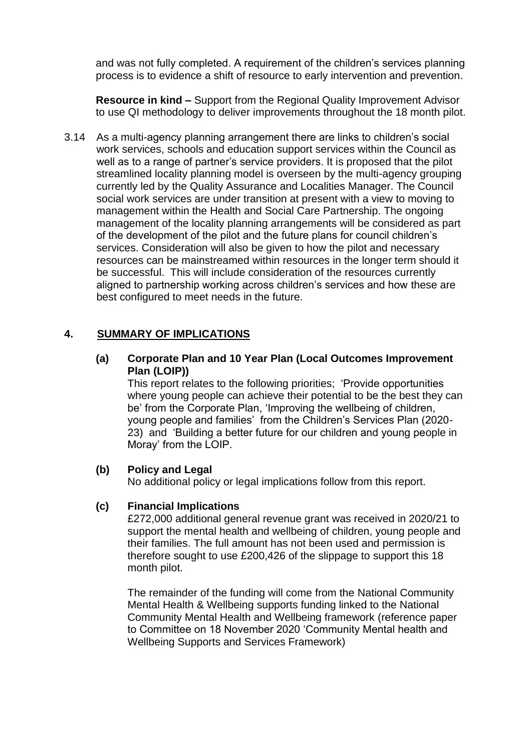and was not fully completed. A requirement of the children's services planning process is to evidence a shift of resource to early intervention and prevention.

**Resource in kind –** Support from the Regional Quality Improvement Advisor to use QI methodology to deliver improvements throughout the 18 month pilot.

3.14 As a multi-agency planning arrangement there are links to children's social work services, schools and education support services within the Council as well as to a range of partner's service providers. It is proposed that the pilot streamlined locality planning model is overseen by the multi-agency grouping currently led by the Quality Assurance and Localities Manager. The Council social work services are under transition at present with a view to moving to management within the Health and Social Care Partnership. The ongoing management of the locality planning arrangements will be considered as part of the development of the pilot and the future plans for council children's services. Consideration will also be given to how the pilot and necessary resources can be mainstreamed within resources in the longer term should it be successful. This will include consideration of the resources currently aligned to partnership working across children's services and how these are best configured to meet needs in the future.

## 4. SUMMARY OF IMPLICATIONS

**(a) Corporate Plan and 10 Year Plan (Local Outcomes Improvement Plan (LOIP))**

This report relates to the following priorities; 'Provide opportunities where young people can achieve their potential to be the best they can be' from the Corporate Plan, 'Improving the wellbeing of children, young people and families' from the Children's Services Plan (2020-23) and 'Building a better future for our children and young people in Moray' from the LOIP.

**(b) Policy and Legal**

No additional policy or legal implications follow from this report.

**(c) Financial Implications**

£272,000 additional general revenue grant was received in 2020/21 to support the mental health and wellbeing of children, young people and their families. The full amount has not been used and permission is therefore sought to use £200,426 of the slippage to support this 18 month pilot.

The remainder of the funding will come from the National Community Mental Health & Wellbeing supports funding linked to the National Community Mental Health and Wellbeing framework (reference paper to Committee on 18 November 2020 'Community Mental health and Wellbeing Supports and Services Framework)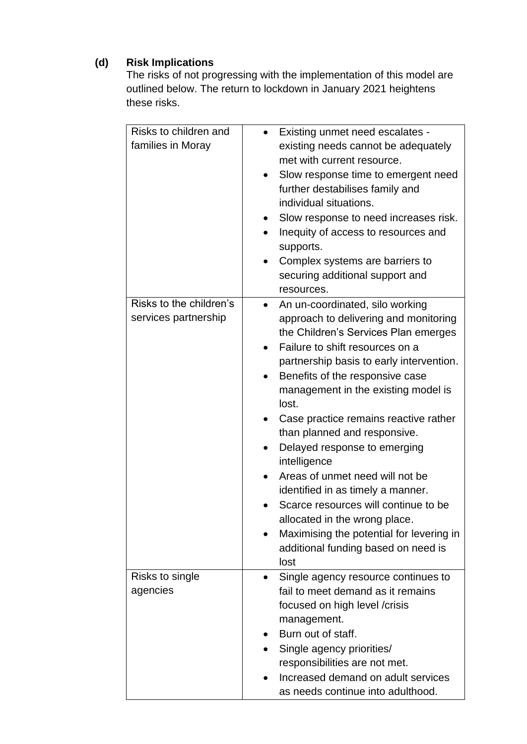**(d) Risk Implications**

The risks of not progressing with the implementation of this model are outlined below. The return to lockdown in January 2021 heightens these risks.

| | |
|---|---|
| Risks to children and families in Moray | • Existing unmet need escalates - existing needs cannot be adequately met with current resource.<br>• Slow response time to emergent need further destabilises family and individual situations.<br>• Slow response to need increases risk.<br>• Inequity of access to resources and supports.<br>• Complex systems are barriers to securing additional support and resources. |
| Risks to the children's services partnership | • An un-coordinated, silo working approach to delivering and monitoring the Children's Services Plan emerges<br>• Failure to shift resources on a partnership basis to early intervention.<br>• Benefits of the responsive case management in the existing model is lost.<br>• Case practice remains reactive rather than planned and responsive.<br>• Delayed response to emerging intelligence<br>• Areas of unmet need will not be identified in as timely a manner.<br>• Scarce resources will continue to be allocated in the wrong place.<br>• Maximising the potential for levering in additional funding based on need is lost |
| Risks to single agencies | • Single agency resource continues to fail to meet demand as it remains focused on high level /crisis management.<br>• Burn out of staff.<br>• Single agency priorities/ responsibilities are not met.<br>• Increased demand on adult services as needs continue into adulthood. |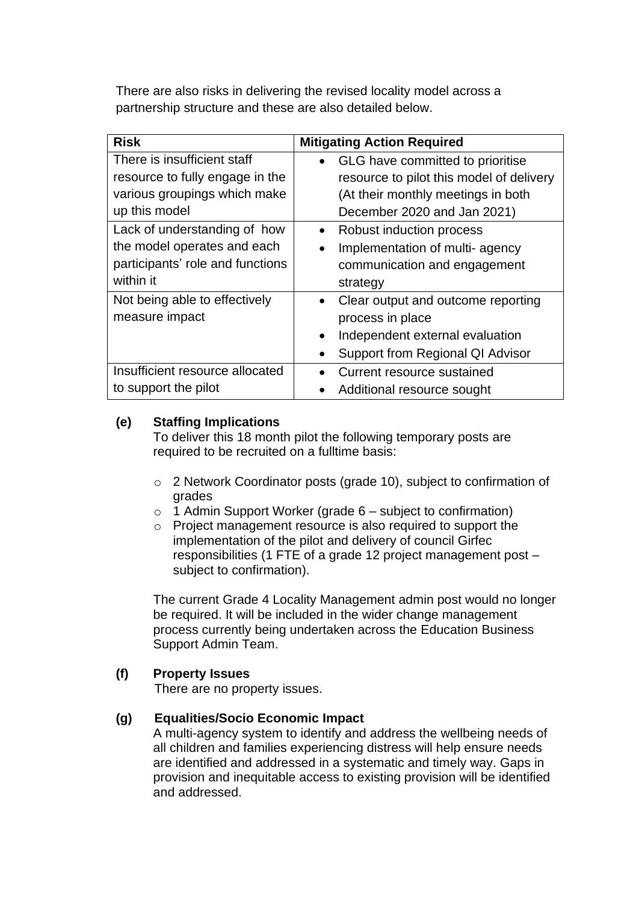There are also risks in delivering the revised locality model across a partnership structure and these are also detailed below.

| Risk | Mitigating Action Required |
| --- | --- |
| There is insufficient staff resource to fully engage in the various groupings which make up this model | • GLG have committed to prioritise resource to pilot this model of delivery (At their monthly meetings in both December 2020 and Jan 2021) |
| Lack of understanding of how the model operates and each participants' role and functions within it | • Robust induction process<br>• Implementation of multi- agency communication and engagement strategy |
| Not being able to effectively measure impact | • Clear output and outcome reporting process in place<br>• Independent external evaluation<br>• Support from Regional QI Advisor |
| Insufficient resource allocated to support the pilot | • Current resource sustained<br>• Additional resource sought |

**(e) Staffing Implications**

To deliver this 18 month pilot the following temporary posts are required to be recruited on a fulltime basis:

- 2 Network Coordinator posts (grade 10), subject to confirmation of grades
- 1 Admin Support Worker (grade 6 – subject to confirmation)
- Project management resource is also required to support the implementation of the pilot and delivery of council Girfec responsibilities (1 FTE of a grade 12 project management post – subject to confirmation).

The current Grade 4 Locality Management admin post would no longer be required. It will be included in the wider change management process currently being undertaken across the Education Business Support Admin Team.

**(f) Property Issues**

There are no property issues.

**(g) Equalities/Socio Economic Impact**

A multi-agency system to identify and address the wellbeing needs of all children and families experiencing distress will help ensure needs are identified and addressed in a systematic and timely way. Gaps in provision and inequitable access to existing provision will be identified and addressed.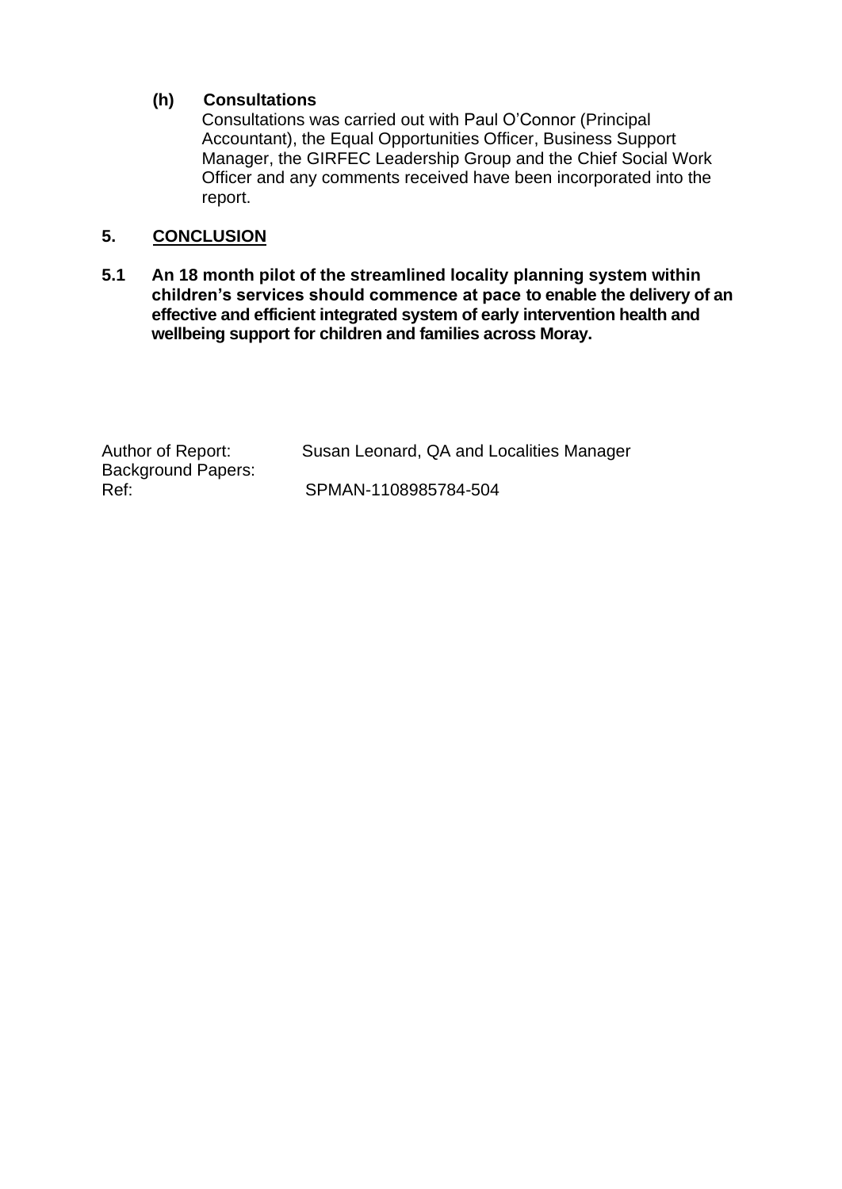**(h) Consultations**

Consultations was carried out with Paul O'Connor (Principal Accountant), the Equal Opportunities Officer, Business Support Manager, the GIRFEC Leadership Group and the Chief Social Work Officer and any comments received have been incorporated into the report.

## 5. CONCLUSION

**5.1 An 18 month pilot of the streamlined locality planning system within children's services should commence at pace to enable the delivery of an effective and efficient integrated system of early intervention health and wellbeing support for children and families across Moray.**

Author of Report: Susan Leonard, QA and Localities Manager
Background Papers:
Ref: SPMAN-1108985784-504